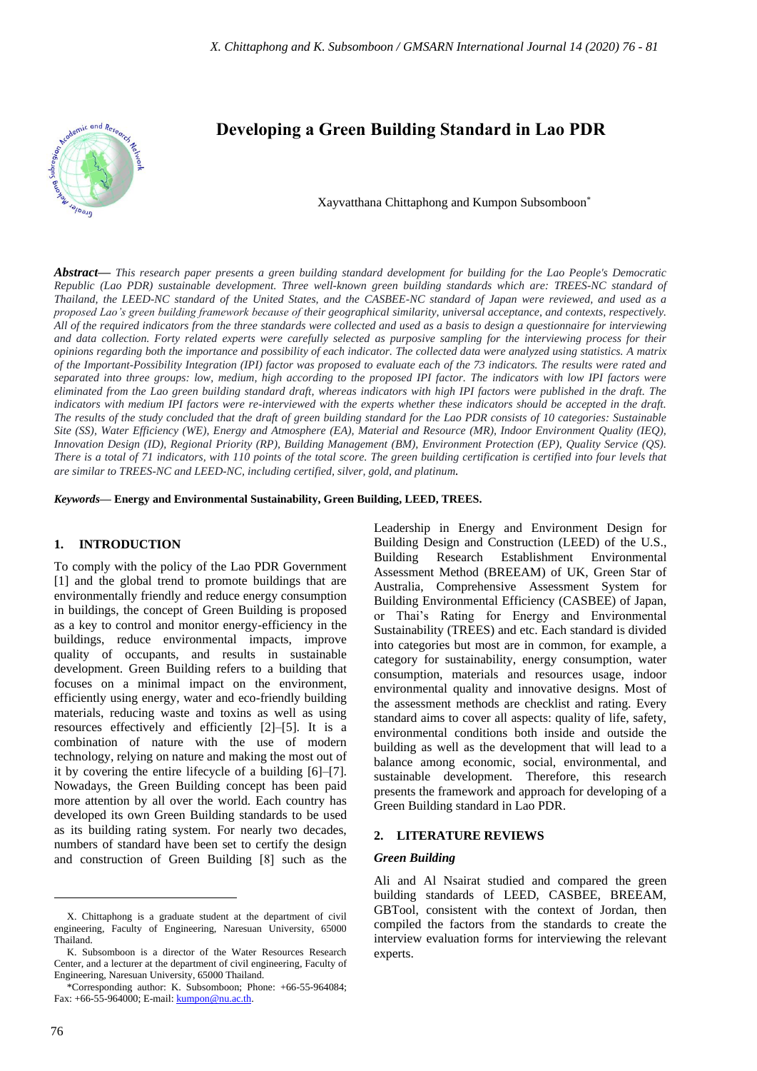# Developing a Green Building Standard in Lao PDR

Xayvatthana Chittaphong and Kumpon Subsomboon*

***Abstract*— *This research paper presents a green building standard development for building for the Lao People's Democratic Republic (Lao PDR) sustainable development. Three well-known green building standards which are: TREES-NC standard of Thailand, the LEED-NC standard of the United States, and the CASBEE-NC standard of Japan were reviewed, and used as a proposed Lao's green building framework because of their geographical similarity, universal acceptance, and contexts, respectively. All of the required indicators from the three standards were collected and used as a basis to design a questionnaire for interviewing and data collection. Forty related experts were carefully selected as purposive sampling for the interviewing process for their opinions regarding both the importance and possibility of each indicator. The collected data were analyzed using statistics. A matrix of the Important-Possibility Integration (IPI) factor was proposed to evaluate each of the 73 indicators. The results were rated and separated into three groups: low, medium, high according to the proposed IPI factor. The indicators with low IPI factors were eliminated from the Lao green building standard draft, whereas indicators with high IPI factors were published in the draft. The indicators with medium IPI factors were re-interviewed with the experts whether these indicators should be accepted in the draft. The results of the study concluded that the draft of green building standard for the Lao PDR consists of 10 categories: Sustainable Site (SS), Water Efficiency (WE), Energy and Atmosphere (EA), Material and Resource (MR), Indoor Environment Quality (IEQ), Innovation Design (ID), Regional Priority (RP), Building Management (BM), Environment Protection (EP), Quality Service (QS). There is a total of 71 indicators, with 110 points of the total score. The green building certification is certified into four levels that are similar to TREES-NC and LEED-NC, including certified, silver, gold, and platinum.***

***Keywords*— Energy and Environmental Sustainability, Green Building, LEED, TREES.**

## 1. INTRODUCTION

To comply with the policy of the Lao PDR Government [1] and the global trend to promote buildings that are environmentally friendly and reduce energy consumption in buildings, the concept of Green Building is proposed as a key to control and monitor energy-efficiency in the buildings, reduce environmental impacts, improve quality of occupants, and results in sustainable development. Green Building refers to a building that focuses on a minimal impact on the environment, efficiently using energy, water and eco-friendly building materials, reducing waste and toxins as well as using resources effectively and efficiently [2]–[5]. It is a combination of nature with the use of modern technology, relying on nature and making the most out of it by covering the entire lifecycle of a building [6]–[7]. Nowadays, the Green Building concept has been paid more attention by all over the world. Each country has developed its own Green Building standards to be used as its building rating system. For nearly two decades, numbers of standard have been set to certify the design and construction of Green Building [8] such as the Leadership in Energy and Environment Design for Building Design and Construction (LEED) of the U.S., Building Research Establishment Environmental Assessment Method (BREEAM) of UK, Green Star of Australia, Comprehensive Assessment System for Building Environmental Efficiency (CASBEE) of Japan, or Thai's Rating for Energy and Environmental Sustainability (TREES) and etc. Each standard is divided into categories but most are in common, for example, a category for sustainability, energy consumption, water consumption, materials and resources usage, indoor environmental quality and innovative designs. Most of the assessment methods are checklist and rating. Every standard aims to cover all aspects: quality of life, safety, environmental conditions both inside and outside the building as well as the development that will lead to a balance among economic, social, environmental, and sustainable development. Therefore, this research presents the framework and approach for developing of a Green Building standard in Lao PDR.

## 2. LITERATURE REVIEWS

### *Green Building*

Ali and Al Nsairat studied and compared the green building standards of LEED, CASBEE, BREEAM, GBTool, consistent with the context of Jordan, then compiled the factors from the standards to create the interview evaluation forms for interviewing the relevant experts.

---

X. Chittaphong is a graduate student at the department of civil engineering, Faculty of Engineering, Naresuan University, 65000 Thailand.

K. Subsomboon is a director of the Water Resources Research Center, and a lecturer at the department of civil engineering, Faculty of Engineering, Naresuan University, 65000 Thailand.

*Corresponding author: K. Subsomboon; Phone: +66-55-964084; Fax: +66-55-964000; E-mail: kumpon@nu.ac.th.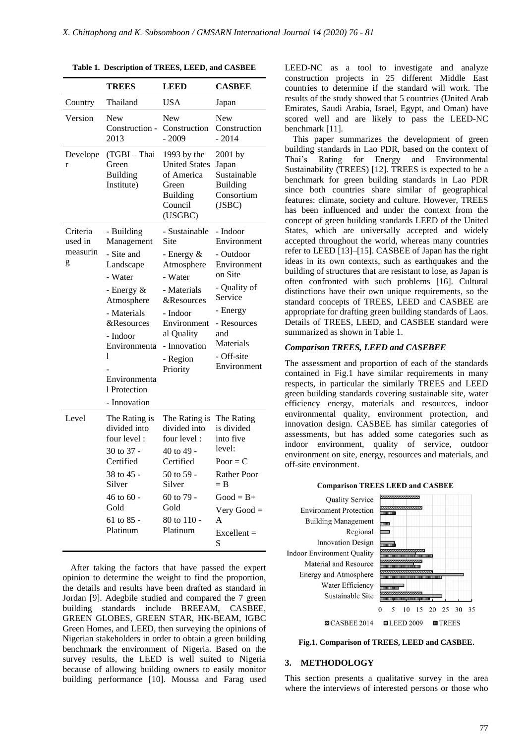**Table 1. Description of TREES, LEED, and CASBEE**

| | TREES | LEED | CASBEE |
|---|---|---|---|
| Country | Thailand | USA | Japan |
| Version | New Construction - 2013 | New Construction - 2009 | New Construction - 2014 |
| Developer | (TGBI – Thai Green Building Institute) | 1993 by the United States of America Green Building Council (USGBC) | 2001 by Japan Sustainable Building Consortium (JSBC) |
| Criteria used in measuring | - Building Management<br>- Site and Landscape<br>- Water<br>- Energy & Atmosphere<br>- Materials &Resources<br>- Indoor Environmental<br>- Environmental Protection<br>- Innovation | - Sustainable Site<br>- Energy & Atmosphere<br>- Water<br>- Materials &Resources<br>- Indoor Environmental Quality<br>- Innovation<br>- Region Priority | - Indoor Environment<br>- Outdoor Environment on Site<br>- Quality of Service<br>- Energy<br>- Resources and Materials<br>- Off-site Environment |
| Level | The Rating is divided into four level :<br>30 to 37 - Certified<br>38 to 45 - Silver<br>46 to 60 - Gold<br>61 to 85 - Platinum | The Rating is divided into four level :<br>40 to 49 - Certified<br>50 to 59 - Silver<br>60 to 79 - Gold<br>80 to 110 - Platinum | The Rating is divided into five level:<br>Poor = C<br>Rather Poor = B<br>Good = B+<br>Very Good = A<br>Excellent = S |

After taking the factors that have passed the expert opinion to determine the weight to find the proportion, the details and results have been drafted as standard in Jordan [9]. Adegbile studied and compared the 7 green building standards include BREEAM, CASBEE, GREEN GLOBES, GREEN STAR, HK-BEAM, IGBC Green Homes, and LEED, then surveying the opinions of Nigerian stakeholders in order to obtain a green building benchmark the environment of Nigeria. Based on the survey results, the LEED is well suited to Nigeria because of allowing building owners to easily monitor building performance [10]. Moussa and Farag used LEED-NC as a tool to investigate and analyze construction projects in 25 different Middle East countries to determine if the standard will work. The results of the study showed that 5 countries (United Arab Emirates, Saudi Arabia, Israel, Egypt, and Oman) have scored well and are likely to pass the LEED-NC benchmark [11].

This paper summarizes the development of green building standards in Lao PDR, based on the context of Thai's Rating for Energy and Environmental Sustainability (TREES) [12]. TREES is expected to be a benchmark for green building standards in Lao PDR since both countries share similar of geographical features: climate, society and culture. However, TREES has been influenced and under the context from the concept of green building standards LEED of the United States, which are universally accepted and widely accepted throughout the world, whereas many countries refer to LEED [13]–[15]. CASBEE of Japan has the right ideas in its own contexts, such as earthquakes and the building of structures that are resistant to lose, as Japan is often confronted with such problems [16]. Cultural distinctions have their own unique requirements, so the standard concepts of TREES, LEED and CASBEE are appropriate for drafting green building standards of Laos. Details of TREES, LEED, and CASBEE standard were summarized as shown in Table 1.

### *Comparison TREES, LEED and CASEBEE*

The assessment and proportion of each of the standards contained in Fig.1 have similar requirements in many respects, in particular the similarly TREES and LEED green building standards covering sustainable site, water efficiency energy, materials and resources, indoor environmental quality, environment protection, and innovation design. CASBEE has similar categories of assessments, but has added some categories such as indoor environment, quality of service, outdoor environment on site, energy, resources and materials, and off-site environment.

**Fig.1. Comparison of TREES, LEED and CASBEE.**

## 3. METHODOLOGY

This section presents a qualitative survey in the area where the interviews of interested persons or those who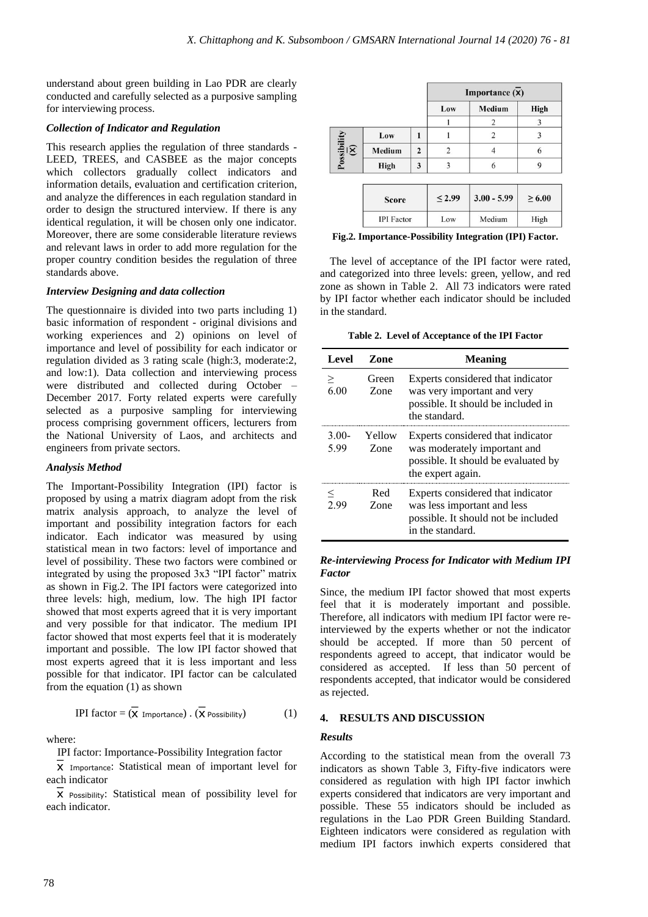understand about green building in Lao PDR are clearly conducted and carefully selected as a purposive sampling for interviewing process.

### *Collection of Indicator and Regulation*

This research applies the regulation of three standards - LEED, TREES, and CASBEE as the major concepts which collectors gradually collect indicators and information details, evaluation and certification criterion, and analyze the differences in each regulation standard in order to design the structured interview. If there is any identical regulation, it will be chosen only one indicator. Moreover, there are some considerable literature reviews and relevant laws in order to add more regulation for the proper country condition besides the regulation of three standards above.

### *Interview Designing and data collection*

The questionnaire is divided into two parts including 1) basic information of respondent - original divisions and working experiences and 2) opinions on level of importance and level of possibility for each indicator or regulation divided as 3 rating scale (high:3, moderate:2, and low:1). Data collection and interviewing process were distributed and collected during October – December 2017. Forty related experts were carefully selected as a purposive sampling for interviewing process comprising government officers, lecturers from the National University of Laos, and architects and engineers from private sectors.

### *Analysis Method*

The Important-Possibility Integration (IPI) factor is proposed by using a matrix diagram adopt from the risk matrix analysis approach, to analyze the level of important and possibility integration factors for each indicator. Each indicator was measured by using statistical mean in two factors: level of importance and level of possibility. These two factors were combined or integrated by using the proposed 3x3 "IPI factor" matrix as shown in Fig.2. The IPI factors were categorized into three levels: high, medium, low. The high IPI factor showed that most experts agreed that it is very important and very possible for that indicator. The medium IPI factor showed that most experts feel that it is moderately important and possible. The low IPI factor showed that most experts agreed that it is less important and less possible for that indicator. IPI factor can be calculated from the equation (1) as shown

$$\text{IPI factor} = (\bar{x}_{\text{Importance}}) \cdot (\bar{x}_{\text{Possibility}}) \qquad (1)$$

where:

IPI factor: Importance-Possibility Integration factor

$\bar{x}_{\text{Importance}}$: Statistical mean of important level for each indicator

$\bar{x}_{\text{Possibility}}$: Statistical mean of possibility level for each indicator.

| | | | Importance ($\bar{x}$) | | |
|---|---|---|---|---|---|
| | | | Low | Medium | High |
| | | | 1 | 2 | 3 |
| Possibility ($\bar{x}$) | Low | 1 | 1 | 2 | 3 |
| | Medium | 2 | 2 | 4 | 6 |
| | High | 3 | 3 | 6 | 9 |

| Score | ≤ 2.99 | 3.00 - 5.99 | ≥ 6.00 |
|---|---|---|---|
| IPI Factor | Low | Medium | High |

**Fig.2. Importance-Possibility Integration (IPI) Factor.**

The level of acceptance of the IPI factor were rated, and categorized into three levels: green, yellow, and red zone as shown in Table 2. All 73 indicators were rated by IPI factor whether each indicator should be included in the standard.

**Table 2. Level of Acceptance of the IPI Factor**

| Level | Zone | Meaning |
|---|---|---|
| ≥ 6.00 | Green Zone | Experts considered that indicator was very important and very possible. It should be included in the standard. |
| 3.00-5.99 | Yellow Zone | Experts considered that indicator was moderately important and possible. It should be evaluated by the expert again. |
| ≤ 2.99 | Red Zone | Experts considered that indicator was less important and less possible. It should not be included in the standard. |

### *Re-interviewing Process for Indicator with Medium IPI Factor*

Since, the medium IPI factor showed that most experts feel that it is moderately important and possible. Therefore, all indicators with medium IPI factor were re-interviewed by the experts whether or not the indicator should be accepted. If more than 50 percent of respondents agreed to accept, that indicator would be considered as accepted. If less than 50 percent of respondents accepted, that indicator would be considered as rejected.

## 4. RESULTS AND DISCUSSION

### *Results*

According to the statistical mean from the overall 73 indicators as shown Table 3, Fifty-five indicators were considered as regulation with high IPI factor inwhich experts considered that indicators are very important and possible. These 55 indicators should be included as regulations in the Lao PDR Green Building Standard. Eighteen indicators were considered as regulation with medium IPI factors inwhich experts considered that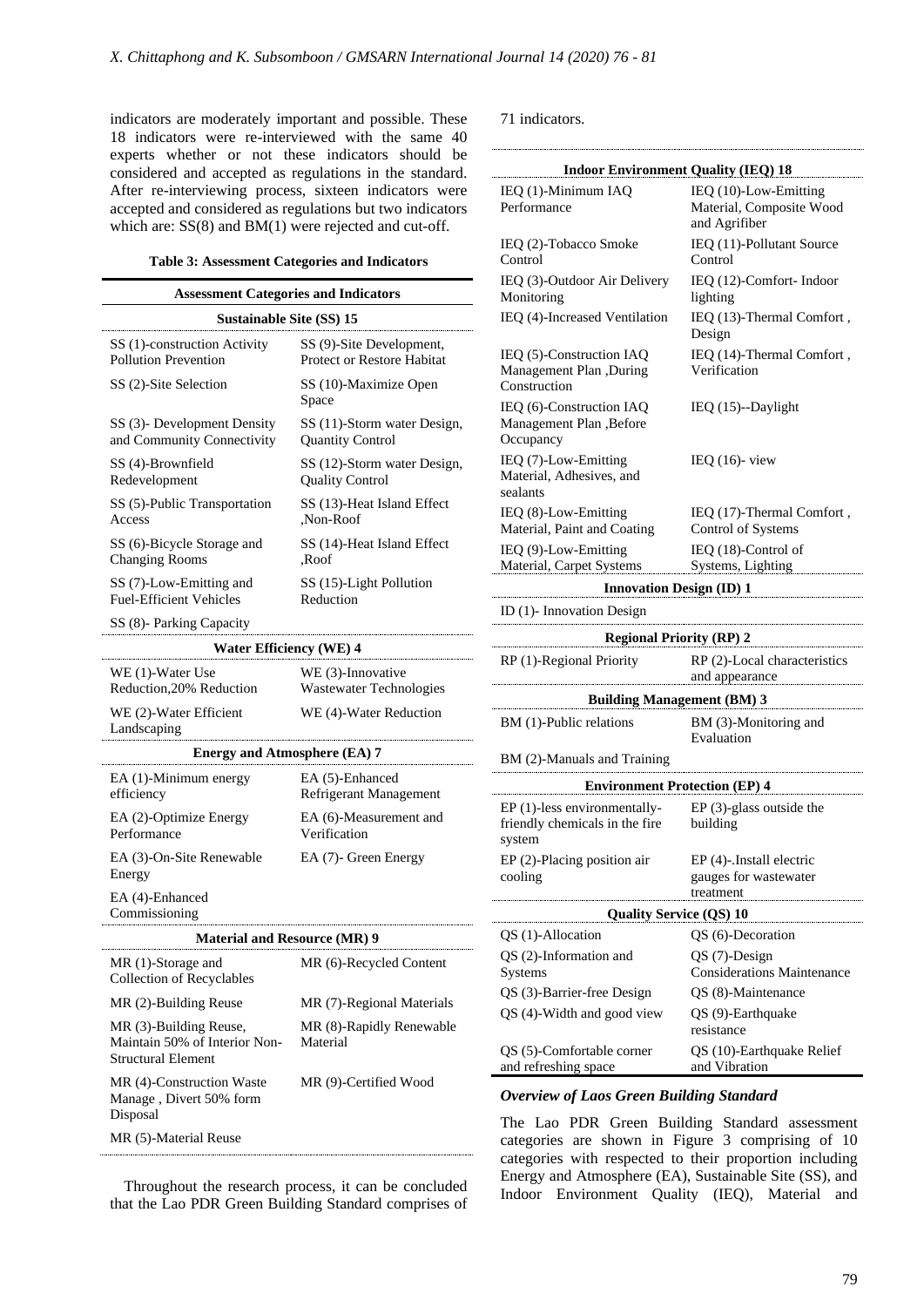indicators are moderately important and possible. These 18 indicators were re-interviewed with the same 40 experts whether or not these indicators should be considered and accepted as regulations in the standard. After re-interviewing process, sixteen indicators were accepted and considered as regulations but two indicators which are: SS(8) and BM(1) were rejected and cut-off.

**Table 3: Assessment Categories and Indicators**

| Assessment Categories and Indicators | |
|---|---|
| **Sustainable Site (SS) 15** | |
| SS (1)-construction Activity Pollution Prevention | SS (9)-Site Development, Protect or Restore Habitat |
| SS (2)-Site Selection | SS (10)-Maximize Open Space |
| SS (3)- Development Density and Community Connectivity | SS (11)-Storm water Design, Quantity Control |
| SS (4)-Brownfield Redevelopment | SS (12)-Storm water Design, Quality Control |
| SS (5)-Public Transportation Access | SS (13)-Heat Island Effect ,Non-Roof |
| SS (6)-Bicycle Storage and Changing Rooms | SS (14)-Heat Island Effect ,Roof |
| SS (7)-Low-Emitting and Fuel-Efficient Vehicles | SS (15)-Light Pollution Reduction |
| SS (8)- Parking Capacity | |
| **Water Efficiency (WE) 4** | |
| WE (1)-Water Use Reduction,20% Reduction | WE (3)-Innovative Wastewater Technologies |
| WE (2)-Water Efficient Landscaping | WE (4)-Water Reduction |
| **Energy and Atmosphere (EA) 7** | |
| EA (1)-Minimum energy efficiency | EA (5)-Enhanced Refrigerant Management |
| EA (2)-Optimize Energy Performance | EA (6)-Measurement and Verification |
| EA (3)-On-Site Renewable Energy | EA (7)- Green Energy |
| EA (4)-Enhanced Commissioning | |
| **Material and Resource (MR) 9** | |
| MR (1)-Storage and Collection of Recyclables | MR (6)-Recycled Content |
| MR (2)-Building Reuse | MR (7)-Regional Materials |
| MR (3)-Building Reuse, Maintain 50% of Interior Non-Structural Element | MR (8)-Rapidly Renewable Material |
| MR (4)-Construction Waste Manage , Divert 50% form Disposal | MR (9)-Certified Wood |
| MR (5)-Material Reuse | |
| **Indoor Environment Quality (IEQ) 18** | |
| IEQ (1)-Minimum IAQ Performance | IEQ (10)-Low-Emitting Material, Composite Wood and Agrifiber |
| IEQ (2)-Tobacco Smoke Control | IEQ (11)-Pollutant Source Control |
| IEQ (3)-Outdoor Air Delivery Monitoring | IEQ (12)-Comfort- Indoor lighting |
| IEQ (4)-Increased Ventilation | IEQ (13)-Thermal Comfort , Design |
| IEQ (5)-Construction IAQ Management Plan ,During Construction | IEQ (14)-Thermal Comfort , Verification |
| IEQ (6)-Construction IAQ Management Plan ,Before Occupancy | IEQ (15)--Daylight |
| IEQ (7)-Low-Emitting Material, Adhesives, and sealants | IEQ (16)- view |
| IEQ (8)-Low-Emitting Material, Paint and Coating | IEQ (17)-Thermal Comfort , Control of Systems |
| IEQ (9)-Low-Emitting Material, Carpet Systems | IEQ (18)-Control of Systems, Lighting |
| **Innovation Design (ID) 1** | |
| ID (1)- Innovation Design | |
| **Regional Priority (RP) 2** | |
| RP (1)-Regional Priority | RP (2)-Local characteristics and appearance |
| **Building Management (BM) 3** | |
| BM (1)-Public relations | BM (3)-Monitoring and Evaluation |
| BM (2)-Manuals and Training | |
| **Environment Protection (EP) 4** | |
| EP (1)-less environmentally-friendly chemicals in the fire system | EP (3)-glass outside the building |
| EP (2)-Placing position air cooling | EP (4)-.Install electric gauges for wastewater treatment |
| **Quality Service (QS) 10** | |
| QS (1)-Allocation | QS (6)-Decoration |
| QS (2)-Information and Systems | QS (7)-Design Considerations Maintenance |
| QS (3)-Barrier-free Design | QS (8)-Maintenance |
| QS (4)-Width and good view | QS (9)-Earthquake resistance |
| QS (5)-Comfortable corner and refreshing space | QS (10)-Earthquake Relief and Vibration |

Throughout the research process, it can be concluded that the Lao PDR Green Building Standard comprises of 71 indicators.

### *Overview of Laos Green Building Standard*

The Lao PDR Green Building Standard assessment categories are shown in Figure 3 comprising of 10 categories with respected to their proportion including Energy and Atmosphere (EA), Sustainable Site (SS), and Indoor Environment Quality (IEQ), Material and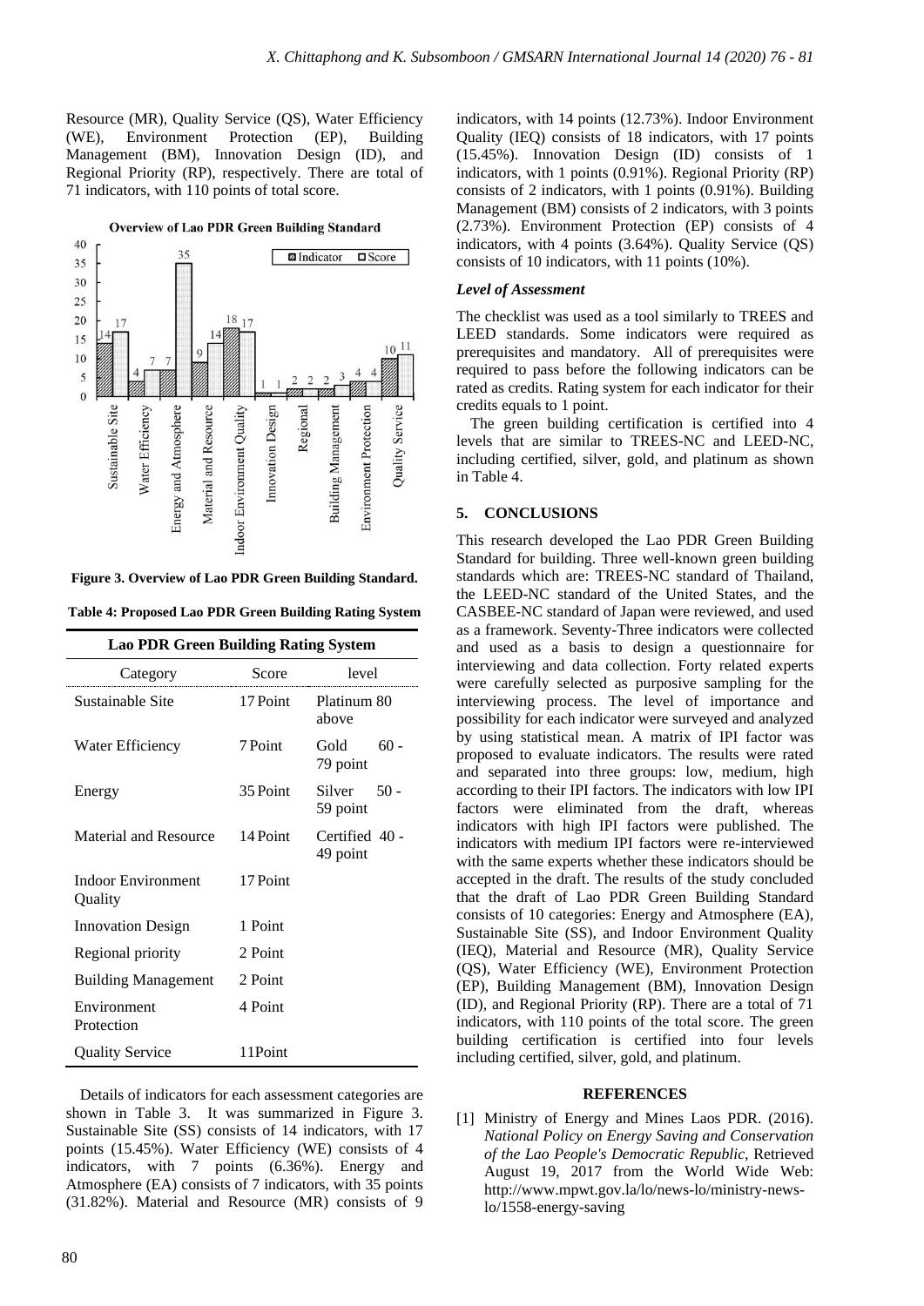Resource (MR), Quality Service (QS), Water Efficiency (WE), Environment Protection (EP), Building Management (BM), Innovation Design (ID), and Regional Priority (RP), respectively. There are total of 71 indicators, with 110 points of total score.

**Figure 3. Overview of Lao PDR Green Building Standard.**

**Table 4: Proposed Lao PDR Green Building Rating System**

| Lao PDR Green Building Rating System | | |
|---|---|---|
| Category | Score | level |
| Sustainable Site | 17 Point | Platinum 80 above |
| Water Efficiency | 7 Point | Gold 60 - 79 point |
| Energy | 35 Point | Silver 50 - 59 point |
| Material and Resource | 14 Point | Certified 40 - 49 point |
| Indoor Environment Quality | 17 Point | |
| Innovation Design | 1 Point | |
| Regional priority | 2 Point | |
| Building Management | 2 Point | |
| Environment Protection | 4 Point | |
| Quality Service | 11Point | |

Details of indicators for each assessment categories are shown in Table 3. It was summarized in Figure 3. Sustainable Site (SS) consists of 14 indicators, with 17 points (15.45%). Water Efficiency (WE) consists of 4 indicators, with 7 points (6.36%). Energy and Atmosphere (EA) consists of 7 indicators, with 35 points (31.82%). Material and Resource (MR) consists of 9 indicators, with 14 points (12.73%). Indoor Environment Quality (IEQ) consists of 18 indicators, with 17 points (15.45%). Innovation Design (ID) consists of 1 indicators, with 1 points (0.91%). Regional Priority (RP) consists of 2 indicators, with 1 points (0.91%). Building Management (BM) consists of 2 indicators, with 3 points (2.73%). Environment Protection (EP) consists of 4 indicators, with 4 points (3.64%). Quality Service (QS) consists of 10 indicators, with 11 points (10%).

### *Level of Assessment*

The checklist was used as a tool similarly to TREES and LEED standards. Some indicators were required as prerequisites and mandatory. All of prerequisites were required to pass before the following indicators can be rated as credits. Rating system for each indicator for their credits equals to 1 point.

The green building certification is certified into 4 levels that are similar to TREES-NC and LEED-NC, including certified, silver, gold, and platinum as shown in Table 4.

## 5. CONCLUSIONS

This research developed the Lao PDR Green Building Standard for building. Three well-known green building standards which are: TREES-NC standard of Thailand, the LEED-NC standard of the United States, and the CASBEE-NC standard of Japan were reviewed, and used as a framework. Seventy-Three indicators were collected and used as a basis to design a questionnaire for interviewing and data collection. Forty related experts were carefully selected as purposive sampling for the interviewing process. The level of importance and possibility for each indicator were surveyed and analyzed by using statistical mean. A matrix of IPI factor was proposed to evaluate indicators. The results were rated and separated into three groups: low, medium, high according to their IPI factors. The indicators with low IPI factors were eliminated from the draft, whereas indicators with high IPI factors were published. The indicators with medium IPI factors were re-interviewed with the same experts whether these indicators should be accepted in the draft. The results of the study concluded that the draft of Lao PDR Green Building Standard consists of 10 categories: Energy and Atmosphere (EA), Sustainable Site (SS), and Indoor Environment Quality (IEQ), Material and Resource (MR), Quality Service (QS), Water Efficiency (WE), Environment Protection (EP), Building Management (BM), Innovation Design (ID), and Regional Priority (RP). There are a total of 71 indicators, with 110 points of the total score. The green building certification is certified into four levels including certified, silver, gold, and platinum.

## REFERENCES

[1] Ministry of Energy and Mines Laos PDR. (2016). *National Policy on Energy Saving and Conservation of the Lao People's Democratic Republic*, Retrieved August 19, 2017 from the World Wide Web: http://www.mpwt.gov.la/lo/news-lo/ministry-news-lo/1558-energy-saving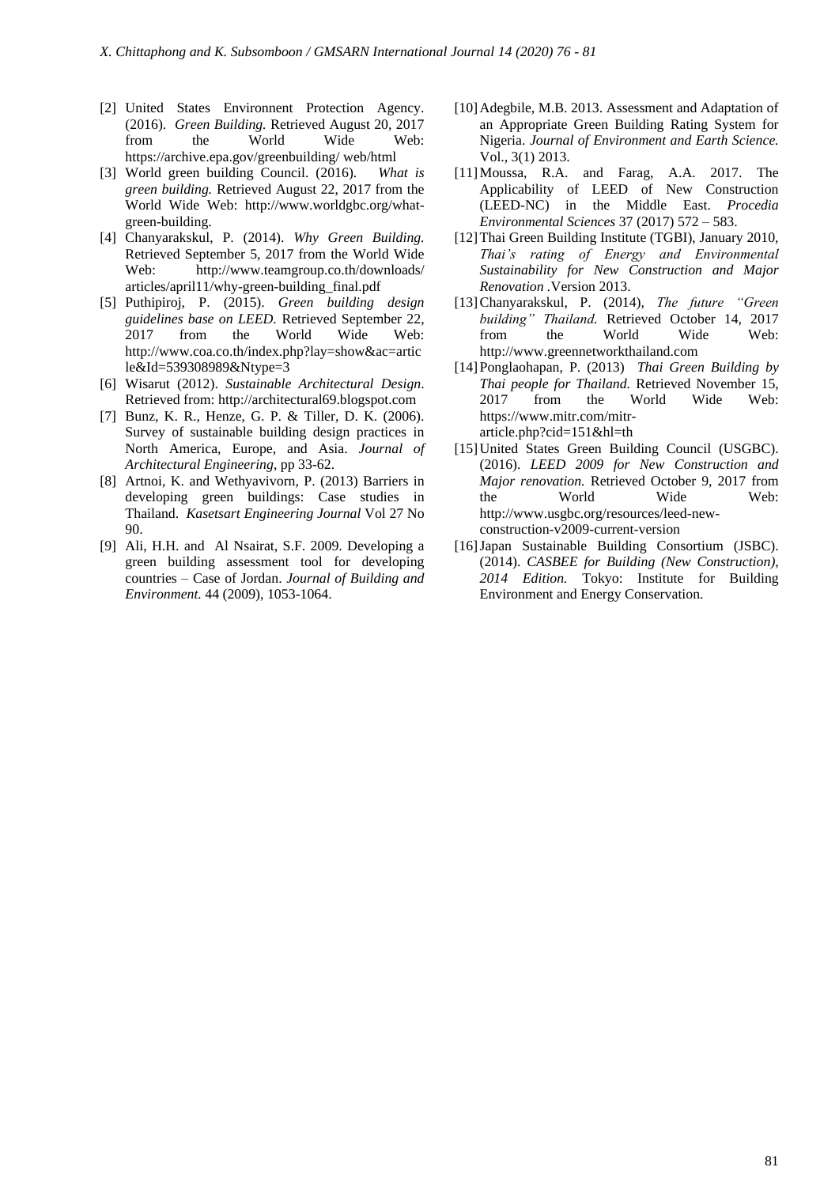[2] United States Environnent Protection Agency. (2016). *Green Building.* Retrieved August 20, 2017 from the World Wide Web: https://archive.epa.gov/greenbuilding/ web/html

[3] World green building Council. (2016). *What is green building.* Retrieved August 22, 2017 from the World Wide Web: http://www.worldgbc.org/what-green-building.

[4] Chanyarakskul, P. (2014). *Why Green Building.* Retrieved September 5, 2017 from the World Wide Web: http://www.teamgroup.co.th/downloads/ articles/april11/why-green-building_final.pdf

[5] Puthipiroj, P. (2015). *Green building design guidelines base on LEED.* Retrieved September 22, 2017 from the World Wide Web: http://www.coa.co.th/index.php?lay=show&ac=article&Id=539308989&Ntype=3

[6] Wisarut (2012). *Sustainable Architectural Design*. Retrieved from: http://architectural69.blogspot.com

[7] Bunz, K. R., Henze, G. P. & Tiller, D. K. (2006). Survey of sustainable building design practices in North America, Europe, and Asia. *Journal of Architectural Engineering*, pp 33-62.

[8] Artnoi, K. and Wethyavivorn, P. (2013) Barriers in developing green buildings: Case studies in Thailand. *Kasetsart Engineering Journal* Vol 27 No 90.

[9] Ali, H.H. and Al Nsairat, S.F. 2009. Developing a green building assessment tool for developing countries – Case of Jordan. *Journal of Building and Environment.* 44 (2009), 1053-1064.

[10] Adegbile, M.B. 2013. Assessment and Adaptation of an Appropriate Green Building Rating System for Nigeria. *Journal of Environment and Earth Science.* Vol., 3(1) 2013.

[11] Moussa, R.A. and Farag, A.A. 2017. The Applicability of LEED of New Construction (LEED-NC) in the Middle East. *Procedia Environmental Sciences* 37 (2017) 572 – 583.

[12] Thai Green Building Institute (TGBI), January 2010, *Thai's rating of Energy and Environmental Sustainability for New Construction and Major Renovation* .Version 2013.

[13] Chanyarakskul, P. (2014), *The future "Green building" Thailand.* Retrieved October 14, 2017 from the World Wide Web: http://www.greennetworkthailand.com

[14] Ponglaohapan, P. (2013) *Thai Green Building by Thai people for Thailand.* Retrieved November 15, 2017 from the World Wide Web: https://www.mitr.com/mitr-article.php?cid=151&hl=th

[15] United States Green Building Council (USGBC). (2016). *LEED 2009 for New Construction and Major renovation.* Retrieved October 9, 2017 from the World Wide Web: http://www.usgbc.org/resources/leed-new-construction-v2009-current-version

[16] Japan Sustainable Building Consortium (JSBC). (2014). *CASBEE for Building (New Construction), 2014 Edition.* Tokyo: Institute for Building Environment and Energy Conservation.